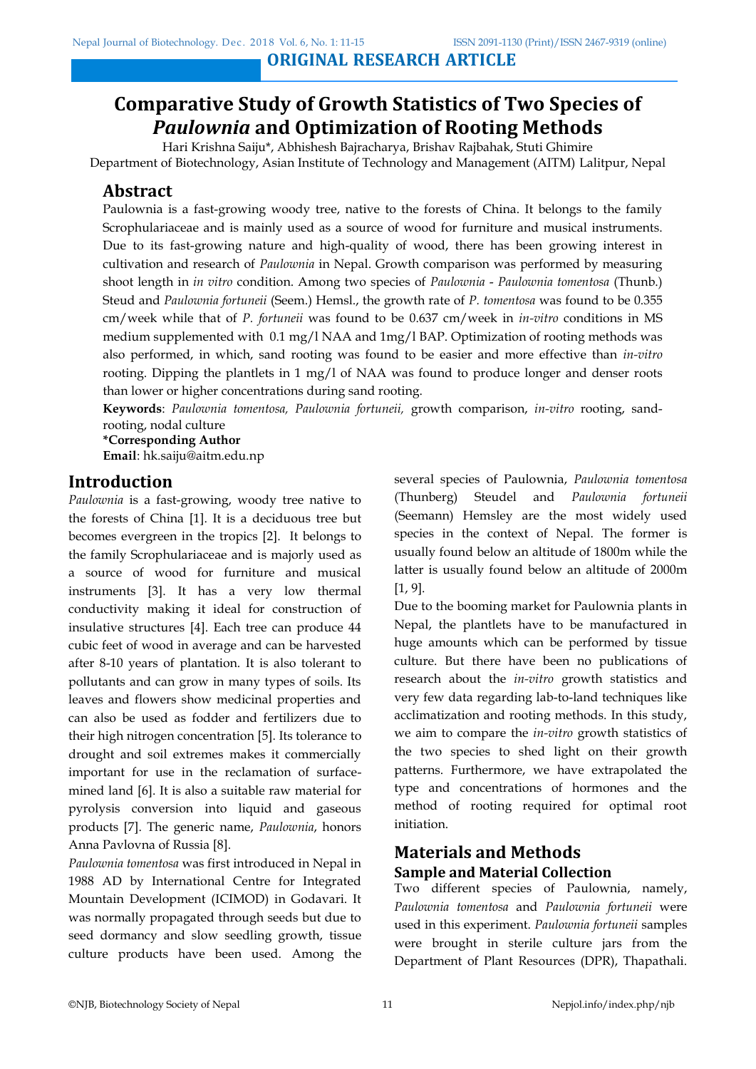**ORIGINAL RESEARCH ARTICLE**

# Comparative Study of Growth Statistics of Two Species of *Paulownia* and Optimization of Rooting Methods

Hari Krishna Saiju*, Abhishesh Bajracharya, Brishav Rajbahak, Stuti Ghimire

Department of Biotechnology, Asian Institute of Technology and Management (AITM) Lalitpur, Nepal

## Abstract

Paulownia is a fast-growing woody tree, native to the forests of China. It belongs to the family Scrophulariaceae and is mainly used as a source of wood for furniture and musical instruments. Due to its fast-growing nature and high-quality of wood, there has been growing interest in cultivation and research of *Paulownia* in Nepal. Growth comparison was performed by measuring shoot length in *in vitro* condition. Among two species of *Paulownia* - *Paulownia tomentosa* (Thunb.) Steud and *Paulownia fortuneii* (Seem.) Hemsl., the growth rate of *P. tomentosa* was found to be 0.355 cm/week while that of *P. fortuneii* was found to be 0.637 cm/week in *in-vitro* conditions in MS medium supplemented with 0.1 mg/l NAA and 1mg/l BAP. Optimization of rooting methods was also performed, in which, sand rooting was found to be easier and more effective than *in-vitro* rooting. Dipping the plantlets in 1 mg/l of NAA was found to produce longer and denser roots than lower or higher concentrations during sand rooting.

**Keywords**: *Paulownia tomentosa, Paulownia fortuneii,* growth comparison, *in-vitro* rooting, sand-rooting, nodal culture

**\*Corresponding Author**

**Email**: hk.saiju@aitm.edu.np

## Introduction

*Paulownia* is a fast-growing, woody tree native to the forests of China [1]. It is a deciduous tree but becomes evergreen in the tropics [2]. It belongs to the family Scrophulariaceae and is majorly used as a source of wood for furniture and musical instruments [3]. It has a very low thermal conductivity making it ideal for construction of insulative structures [4]. Each tree can produce 44 cubic feet of wood in average and can be harvested after 8-10 years of plantation. It is also tolerant to pollutants and can grow in many types of soils. Its leaves and flowers show medicinal properties and can also be used as fodder and fertilizers due to their high nitrogen concentration [5]. Its tolerance to drought and soil extremes makes it commercially important for use in the reclamation of surface-mined land [6]. It is also a suitable raw material for pyrolysis conversion into liquid and gaseous products [7]. The generic name, *Paulownia*, honors Anna Pavlovna of Russia [8].

*Paulownia tomentosa* was first introduced in Nepal in 1988 AD by International Centre for Integrated Mountain Development (ICIMOD) in Godavari. It was normally propagated through seeds but due to seed dormancy and slow seedling growth, tissue culture products have been used. Among the several species of Paulownia, *Paulownia tomentosa* (Thunberg) Steudel and *Paulownia fortuneii* (Seemann) Hemsley are the most widely used species in the context of Nepal. The former is usually found below an altitude of 1800m while the latter is usually found below an altitude of 2000m [1, 9].

Due to the booming market for Paulownia plants in Nepal, the plantlets have to be manufactured in huge amounts which can be performed by tissue culture. But there have been no publications of research about the *in-vitro* growth statistics and very few data regarding lab-to-land techniques like acclimatization and rooting methods. In this study, we aim to compare the *in-vitro* growth statistics of the two species to shed light on their growth patterns. Furthermore, we have extrapolated the type and concentrations of hormones and the method of rooting required for optimal root initiation.

## Materials and Methods

### Sample and Material Collection

Two different species of Paulownia, namely, *Paulownia tomentosa* and *Paulownia fortuneii* were used in this experiment. *Paulownia fortuneii* samples were brought in sterile culture jars from the Department of Plant Resources (DPR), Thapathali.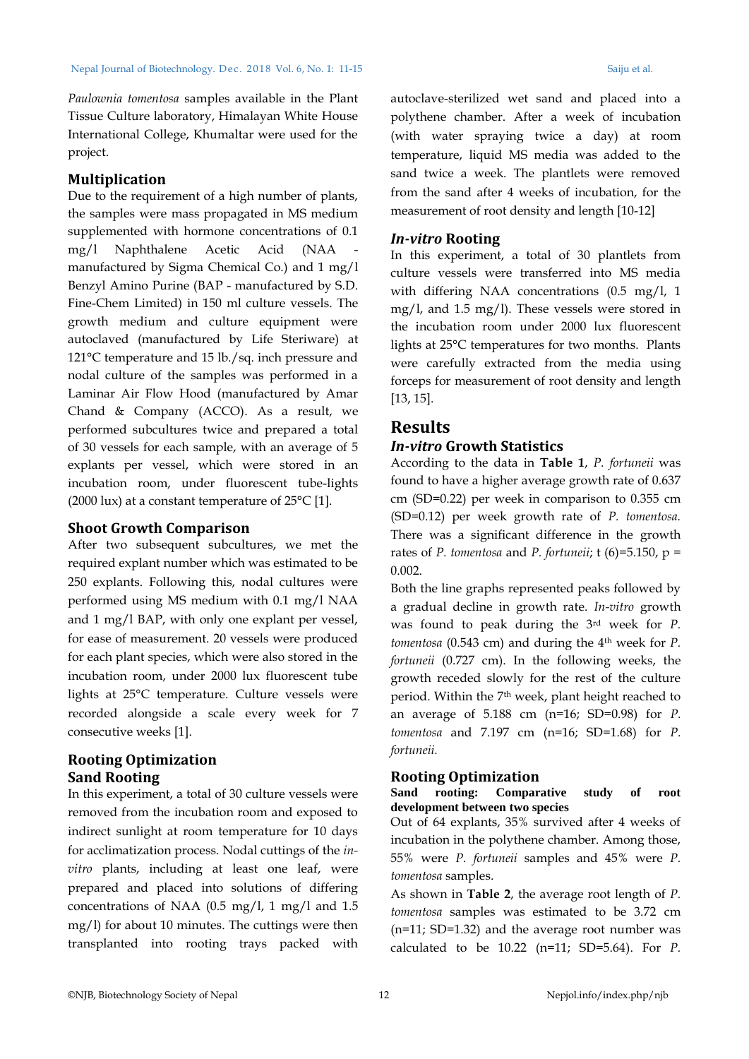*Paulownia tomentosa* samples available in the Plant Tissue Culture laboratory, Himalayan White House International College, Khumaltar were used for the project.

## Multiplication

Due to the requirement of a high number of plants, the samples were mass propagated in MS medium supplemented with hormone concentrations of 0.1 mg/l Naphthalene Acetic Acid (NAA - manufactured by Sigma Chemical Co.) and 1 mg/l Benzyl Amino Purine (BAP - manufactured by S.D. Fine-Chem Limited) in 150 ml culture vessels. The growth medium and culture equipment were autoclaved (manufactured by Life Steriware) at 121°C temperature and 15 lb./sq. inch pressure and nodal culture of the samples was performed in a Laminar Air Flow Hood (manufactured by Amar Chand & Company (ACCO). As a result, we performed subcultures twice and prepared a total of 30 vessels for each sample, with an average of 5 explants per vessel, which were stored in an incubation room, under fluorescent tube-lights (2000 lux) at a constant temperature of 25°C [1].

## Shoot Growth Comparison

After two subsequent subcultures, we met the required explant number which was estimated to be 250 explants. Following this, nodal cultures were performed using MS medium with 0.1 mg/l NAA and 1 mg/l BAP, with only one explant per vessel, for ease of measurement. 20 vessels were produced for each plant species, which were also stored in the incubation room, under 2000 lux fluorescent tube lights at 25°C temperature. Culture vessels were recorded alongside a scale every week for 7 consecutive weeks [1].

## Rooting Optimization

### Sand Rooting

In this experiment, a total of 30 culture vessels were removed from the incubation room and exposed to indirect sunlight at room temperature for 10 days for acclimatization process. Nodal cuttings of the *in-vitro* plants, including at least one leaf, were prepared and placed into solutions of differing concentrations of NAA (0.5 mg/l, 1 mg/l and 1.5 mg/l) for about 10 minutes. The cuttings were then transplanted into rooting trays packed with autoclave-sterilized wet sand and placed into a polythene chamber. After a week of incubation (with water spraying twice a day) at room temperature, liquid MS media was added to the sand twice a week. The plantlets were removed from the sand after 4 weeks of incubation, for the measurement of root density and length [10-12]

### *In-vitro* Rooting

In this experiment, a total of 30 plantlets from culture vessels were transferred into MS media with differing NAA concentrations (0.5 mg/l, 1 mg/l, and 1.5 mg/l). These vessels were stored in the incubation room under 2000 lux fluorescent lights at 25°C temperatures for two months. Plants were carefully extracted from the media using forceps for measurement of root density and length [13, 15].

# Results

## *In-vitro* Growth Statistics

According to the data in **Table 1**, *P. fortuneii* was found to have a higher average growth rate of 0.637 cm (SD=0.22) per week in comparison to 0.355 cm (SD=0.12) per week growth rate of *P. tomentosa.* There was a significant difference in the growth rates of *P. tomentosa* and *P. fortuneii*; $t(6)=5.150$, $p = 0.002$.

Both the line graphs represented peaks followed by a gradual decline in growth rate. *In-vitro* growth was found to peak during the 3rd week for *P. tomentosa* (0.543 cm) and during the 4th week for *P. fortuneii* (0.727 cm). In the following weeks, the growth receded slowly for the rest of the culture period. Within the 7th week, plant height reached to an average of 5.188 cm (n=16; SD=0.98) for *P. tomentosa* and 7.197 cm (n=16; SD=1.68) for *P. fortuneii.*

## Rooting Optimization

**Sand rooting: Comparative study of root development between two species**

Out of 64 explants, 35% survived after 4 weeks of incubation in the polythene chamber. Among those, 55% were *P. fortuneii* samples and 45% were *P. tomentosa* samples.

As shown in **Table 2**, the average root length of *P. tomentosa* samples was estimated to be 3.72 cm (n=11; SD=1.32) and the average root number was calculated to be 10.22 (n=11; SD=5.64). For *P.*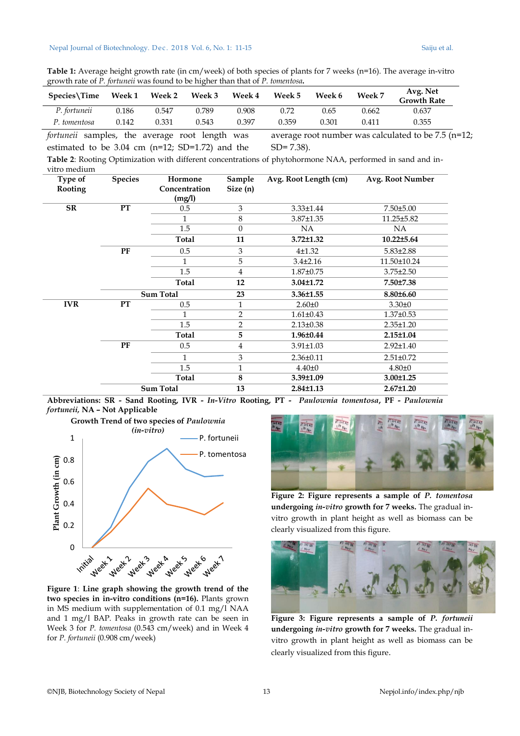**Table 1:** Average height growth rate (in cm/week) of both species of plants for 7 weeks (n=16). The average in-vitro growth rate of *P. fortuneii* was found to be higher than that of *P. tomentosa*.

| Species\Time | Week 1 | Week 2 | Week 3 | Week 4 | Week 5 | Week 6 | Week 7 | Avg. Net Growth Rate |
|---|---|---|---|---|---|---|---|---|
| *P. fortuneii* | 0.186 | 0.547 | 0.789 | 0.908 | 0.72 | 0.65 | 0.662 | 0.637 |
| *P. tomentosa* | 0.142 | 0.331 | 0.543 | 0.397 | 0.359 | 0.301 | 0.411 | 0.355 |

*fortuneii* samples, the average root length was estimated to be 3.04 cm (n=12; SD=1.72) and the average root number was calculated to be 7.5 (n=12; SD= 7.38).

**Table 2**: Rooting Optimization with different concentrations of phytohormone NAA, performed in sand and in-vitro medium

| Type of Rooting | Species | Hormone Concentration (mg/l) | Sample Size (n) | Avg. Root Length (cm) | Avg. Root Number |
|---|---|---|---|---|---|
| **SR** | **PT** | 0.5 | 3 | 3.33±1.44 | 7.50±5.00 |
| | | 1 | 8 | 3.87±1.35 | 11.25±5.82 |
| | | 1.5 | 0 | NA | NA |
| | | **Total** | **11** | **3.72±1.32** | **10.22±5.64** |
| | **PF** | 0.5 | 3 | 4±1.32 | 5.83±2.88 |
| | | 1 | 5 | 3.4±2.16 | 11.50±10.24 |
| | | 1.5 | 4 | 1.87±0.75 | 3.75±2.50 |
| | | **Total** | **12** | **3.04±1.72** | **7.50±7.38** |
| | **Sum Total** | | **23** | **3.36±1.55** | **8.80±6.60** |
| **IVR** | **PT** | 0.5 | 1 | 2.60±0 | 3.30±0 |
| | | 1 | 2 | 1.61±0.43 | 1.37±0.53 |
| | | 1.5 | 2 | 2.13±0.38 | 2.35±1.20 |
| | | **Total** | **5** | **1.96±0.44** | **2.15±1.04** |
| | **PF** | 0.5 | 4 | 3.91±1.03 | 2.92±1.40 |
| | | 1 | 3 | 2.36±0.11 | 2.51±0.72 |
| | | 1.5 | 1 | 4.40±0 | 4.80±0 |
| | | **Total** | **8** | **3.39±1.09** | **3.00±1.25** |
| | **Sum Total** | | **13** | **2.84±1.13** | **2.67±1.20** |

**Abbreviations: SR - Sand Rooting, IVR - *In-Vitro* Rooting, PT - *Paulownia tomentosa*, PF - *Paulownia fortuneii*, NA – Not Applicable**

**Figure 1**: **Line graph showing the growth trend of the two species in in-vitro conditions (n=16).** Plants grown in MS medium with supplementation of 0.1 mg/l NAA and 1 mg/l BAP. Peaks in growth rate can be seen in Week 3 for *P. tomentosa* (0.543 cm/week) and in Week 4 for *P. fortuneii* (0.908 cm/week)

**Figure 2: Figure represents a sample of *P. tomentosa* undergoing *in-vitro* growth for 7 weeks.** The gradual in-vitro growth in plant height as well as biomass can be clearly visualized from this figure.

**Figure 3: Figure represents a sample of *P. fortuneii* undergoing *in-vitro* growth for 7 weeks.** The gradual in-vitro growth in plant height as well as biomass can be clearly visualized from this figure.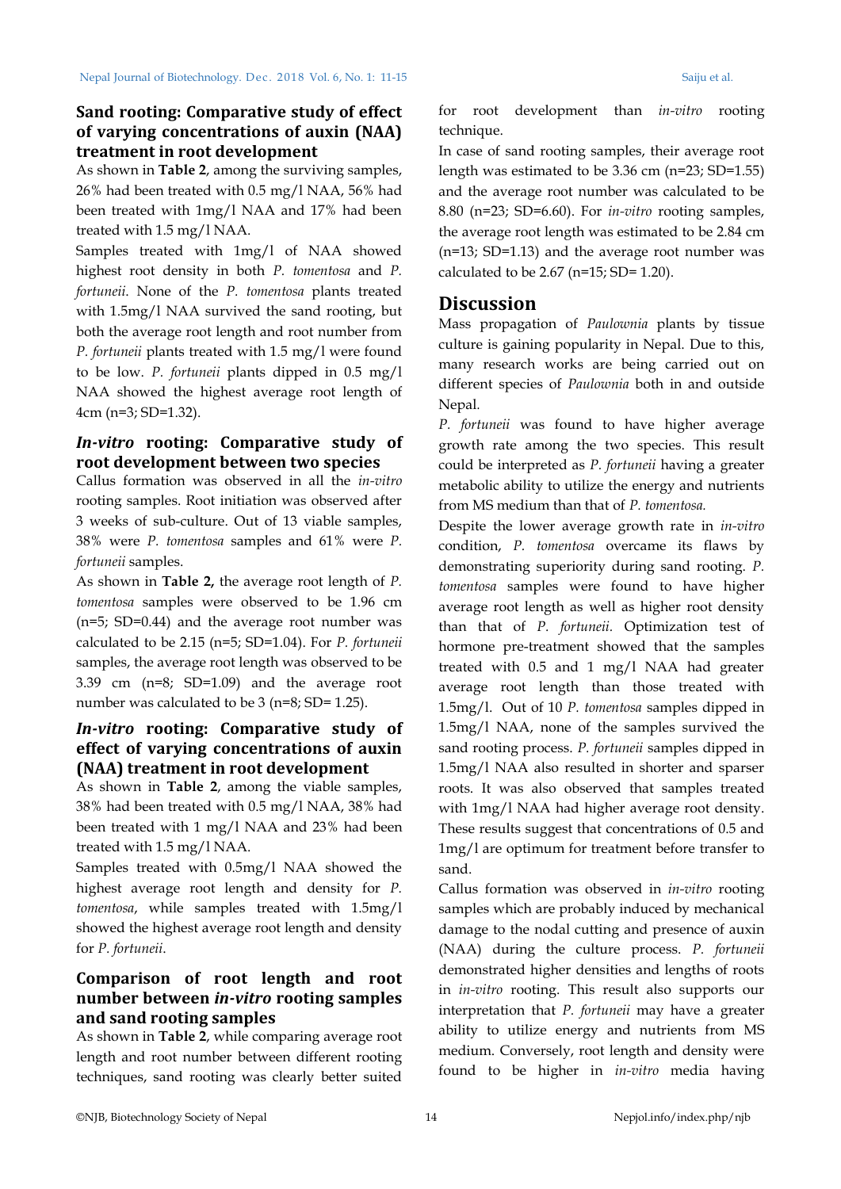### Sand rooting: Comparative study of effect of varying concentrations of auxin (NAA) treatment in root development

As shown in **Table 2**, among the surviving samples, 26% had been treated with 0.5 mg/l NAA, 56% had been treated with 1mg/l NAA and 17% had been treated with 1.5 mg/l NAA.

Samples treated with 1mg/l of NAA showed highest root density in both *P. tomentosa* and *P. fortuneii*. None of the *P. tomentosa* plants treated with 1.5mg/l NAA survived the sand rooting, but both the average root length and root number from *P. fortuneii* plants treated with 1.5 mg/l were found to be low. *P. fortuneii* plants dipped in 0.5 mg/l NAA showed the highest average root length of 4cm (n=3; SD=1.32).

### *In-vitro* rooting: Comparative study of root development between two species

Callus formation was observed in all the *in-vitro* rooting samples. Root initiation was observed after 3 weeks of sub-culture. Out of 13 viable samples, 38% were *P. tomentosa* samples and 61% were *P. fortuneii* samples.

As shown in **Table 2,** the average root length of *P. tomentosa* samples were observed to be 1.96 cm (n=5; SD=0.44) and the average root number was calculated to be 2.15 (n=5; SD=1.04). For *P. fortuneii* samples, the average root length was observed to be 3.39 cm (n=8; SD=1.09) and the average root number was calculated to be 3 (n=8; SD= 1.25).

### *In-vitro* rooting: Comparative study of effect of varying concentrations of auxin (NAA) treatment in root development

As shown in **Table 2**, among the viable samples, 38% had been treated with 0.5 mg/l NAA, 38% had been treated with 1 mg/l NAA and 23% had been treated with 1.5 mg/l NAA.

Samples treated with 0.5mg/l NAA showed the highest average root length and density for *P. tomentosa*, while samples treated with 1.5mg/l showed the highest average root length and density for *P. fortuneii*.

### Comparison of root length and root number between *in-vitro* rooting samples and sand rooting samples

As shown in **Table 2**, while comparing average root length and root number between different rooting techniques, sand rooting was clearly better suited for root development than *in-vitro* rooting technique.

In case of sand rooting samples, their average root length was estimated to be 3.36 cm (n=23; SD=1.55) and the average root number was calculated to be 8.80 (n=23; SD=6.60). For *in-vitro* rooting samples, the average root length was estimated to be 2.84 cm (n=13; SD=1.13) and the average root number was calculated to be 2.67 (n=15; SD= 1.20).

## Discussion

Mass propagation of *Paulownia* plants by tissue culture is gaining popularity in Nepal. Due to this, many research works are being carried out on different species of *Paulownia* both in and outside Nepal.

*P. fortuneii* was found to have higher average growth rate among the two species. This result could be interpreted as *P. fortuneii* having a greater metabolic ability to utilize the energy and nutrients from MS medium than that of *P. tomentosa.*

Despite the lower average growth rate in *in-vitro* condition, *P. tomentosa* overcame its flaws by demonstrating superiority during sand rooting. *P. tomentosa* samples were found to have higher average root length as well as higher root density than that of *P. fortuneii*. Optimization test of hormone pre-treatment showed that the samples treated with 0.5 and 1 mg/l NAA had greater average root length than those treated with 1.5mg/l. Out of 10 *P. tomentosa* samples dipped in 1.5mg/l NAA, none of the samples survived the sand rooting process. *P. fortuneii* samples dipped in 1.5mg/l NAA also resulted in shorter and sparser roots. It was also observed that samples treated with 1mg/l NAA had higher average root density. These results suggest that concentrations of 0.5 and 1mg/l are optimum for treatment before transfer to sand.

Callus formation was observed in *in-vitro* rooting samples which are probably induced by mechanical damage to the nodal cutting and presence of auxin (NAA) during the culture process. *P. fortuneii* demonstrated higher densities and lengths of roots in *in-vitro* rooting. This result also supports our interpretation that *P. fortuneii* may have a greater ability to utilize energy and nutrients from MS medium. Conversely, root length and density were found to be higher in *in-vitro* media having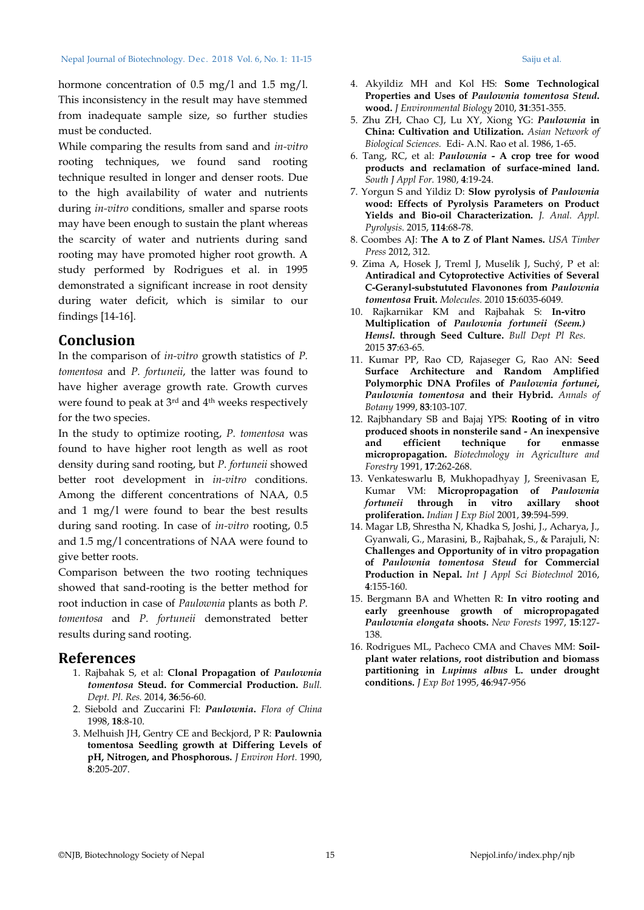hormone concentration of 0.5 mg/l and 1.5 mg/l. This inconsistency in the result may have stemmed from inadequate sample size, so further studies must be conducted.

While comparing the results from sand and *in-vitro* rooting techniques, we found sand rooting technique resulted in longer and denser roots. Due to the high availability of water and nutrients during *in-vitro* conditions, smaller and sparse roots may have been enough to sustain the plant whereas the scarcity of water and nutrients during sand rooting may have promoted higher root growth. A study performed by Rodrigues et al. in 1995 demonstrated a significant increase in root density during water deficit, which is similar to our findings [14-16].

## Conclusion

In the comparison of *in-vitro* growth statistics of *P. tomentosa* and *P. fortuneii*, the latter was found to have higher average growth rate. Growth curves were found to peak at 3rd and 4th weeks respectively for the two species.

In the study to optimize rooting, *P. tomentosa* was found to have higher root length as well as root density during sand rooting, but *P. fortuneii* showed better root development in *in-vitro* conditions. Among the different concentrations of NAA, 0.5 and 1 mg/l were found to bear the best results during sand rooting. In case of *in-vitro* rooting, 0.5 and 1.5 mg/l concentrations of NAA were found to give better roots.

Comparison between the two rooting techniques showed that sand-rooting is the better method for root induction in case of *Paulownia* plants as both *P. tomentosa* and *P. fortuneii* demonstrated better results during sand rooting.

## References

1. Rajbahak S, et al: **Clonal Propagation of *Paulownia tomentosa* Steud. for Commercial Production.** *Bull. Dept. Pl. Res.* 2014, **36**:56-60.
2. Siebold and Zuccarini Fl: ***Paulownia*.** *Flora of China* 1998, **18**:8-10.
3. Melhuish JH, Gentry CE and Beckjord, P R: **Paulownia tomentosa Seedling growth at Differing Levels of pH, Nitrogen, and Phosphorous.** *J Environ Hort.* 1990, **8**:205-207.
4. Akyildiz MH and Kol HS: **Some Technological Properties and Uses of *Paulownia tomentosa Steud.* wood.** *J Environmental Biology* 2010, **31**:351-355.
5. Zhu ZH, Chao CJ, Lu XY, Xiong YG: ***Paulownia* in China: Cultivation and Utilization.** *Asian Network of Biological Sciences.* Edi- A.N. Rao et al. 1986, 1-65.
6. Tang, RC, et al: ***Paulownia* - A crop tree for wood products and reclamation of surface-mined land.** *South J Appl For.* 1980, **4**:19-24.
7. Yorgun S and Yildiz D: **Slow pyrolysis of *Paulownia* wood: Effects of Pyrolysis Parameters on Product Yields and Bio-oil Characterization.** *J. Anal. Appl. Pyrolysis.* 2015, **114**:68-78.
8. Coombes AJ: **The A to Z of Plant Names.** *USA Timber Press* 2012, 312.
9. Zima A, Hosek J, Treml J, Muselík J, Suchý, P et al: **Antiradical and Cytoprotective Activities of Several C-Geranyl-substututed Flavonones from *Paulownia tomentosa* Fruit.** *Molecules.* 2010 **15**:6035-6049.
10. Rajkarnikar KM and Rajbahak S: **In-vitro Multiplication of *Paulownia fortuneii (Seem.) Hemsl*. through Seed Culture.** *Bull Dept Pl Res.* 2015 **37**:63-65.
11. Kumar PP, Rao CD, Rajaseger G, Rao AN: **Seed Surface Architecture and Random Amplified Polymorphic DNA Profiles of *Paulownia fortunei*, *Paulownia tomentosa* and their Hybrid.** *Annals of Botany* 1999, **83**:103-107.
12. Rajbhandary SB and Bajaj YPS: **Rooting of in vitro produced shoots in nonsterile sand - An inexpensive and efficient technique for enmasse micropropagation.** *Biotechnology in Agriculture and Forestry* 1991, **17**:262-268.
13. Venkateswarlu B, Mukhopadhyay J, Sreenivasan E, Kumar VM: **Micropropagation of *Paulownia fortuneii* through in vitro axillary shoot proliferation.** *Indian J Exp Biol* 2001, **39**:594-599.
14. Magar LB, Shrestha N, Khadka S, Joshi, J., Acharya, J., Gyanwali, G., Marasini, B., Rajbahak, S., & Parajuli, N: **Challenges and Opportunity of in vitro propagation of *Paulownia tomentosa Steud* for Commercial Production in Nepal.** *Int J Appl Sci Biotechnol* 2016, **4**:155-160.
15. Bergmann BA and Whetten R: **In vitro rooting and early greenhouse growth of micropropagated *Paulownia elongata* shoots.** *New Forests* 1997, **15**:127-138.
16. Rodrigues ML, Pacheco CMA and Chaves MM: **Soil-plant water relations, root distribution and biomass partitioning in *Lupinus albus* L. under drought conditions.** *J Exp Bot* 1995, **46**:947-956